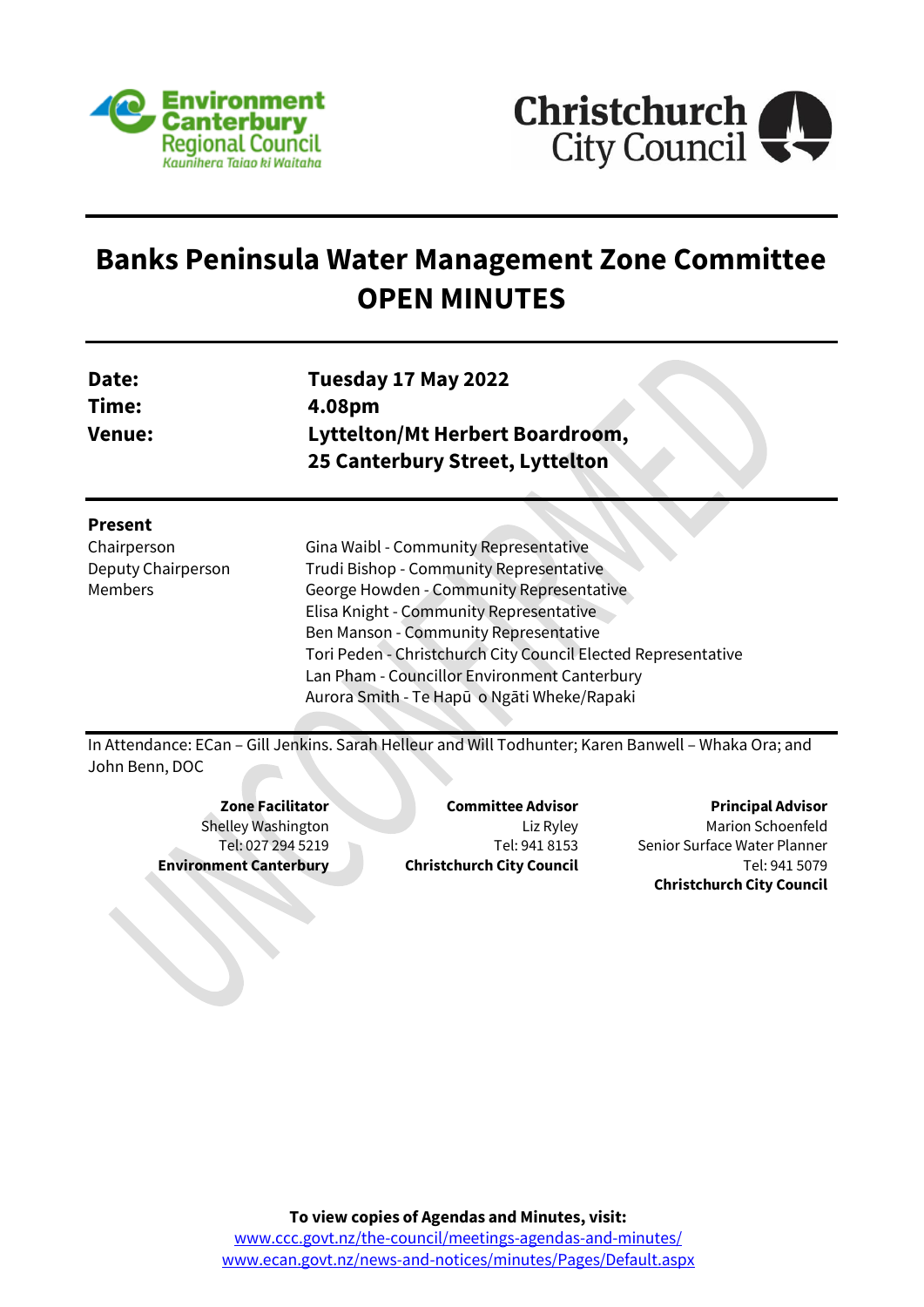# Banks Peninsula Water Management Zone Committee
# OPEN MINUTES

| | |
|---|---|
| **Date:** | **Tuesday 17 May 2022** |
| **Time:** | **4.08pm** |
| **Venue:** | **Lyttelton/Mt Herbert Boardroom, 25 Canterbury Street, Lyttelton** |

**Present**

| | |
|---|---|
| Chairperson | Gina Waibl - Community Representative |
| Deputy Chairperson | Trudi Bishop - Community Representative |
| Members | George Howden - Community Representative |
| | Elisa Knight - Community Representative |
| | Ben Manson - Community Representative |
| | Tori Peden - Christchurch City Council Elected Representative |
| | Lan Pham - Councillor Environment Canterbury |
| | Aurora Smith - Te Hapū o Ngāti Wheke/Rapaki |

In Attendance: ECan – Gill Jenkins. Sarah Helleur and Will Todhunter; Karen Banwell – Whaka Ora; and John Benn, DOC

**Zone Facilitator**
Shelley Washington
Tel: 027 294 5219
**Environment Canterbury**

**Committee Advisor**
Liz Ryley
Tel: 941 8153
**Christchurch City Council**

**Principal Advisor**
Marion Schoenfeld
Senior Surface Water Planner
Tel: 941 5079
**Christchurch City Council**

**To view copies of Agendas and Minutes, visit:**
www.ccc.govt.nz/the-council/meetings-agendas-and-minutes/
www.ecan.govt.nz/news-and-notices/minutes/Pages/Default.aspx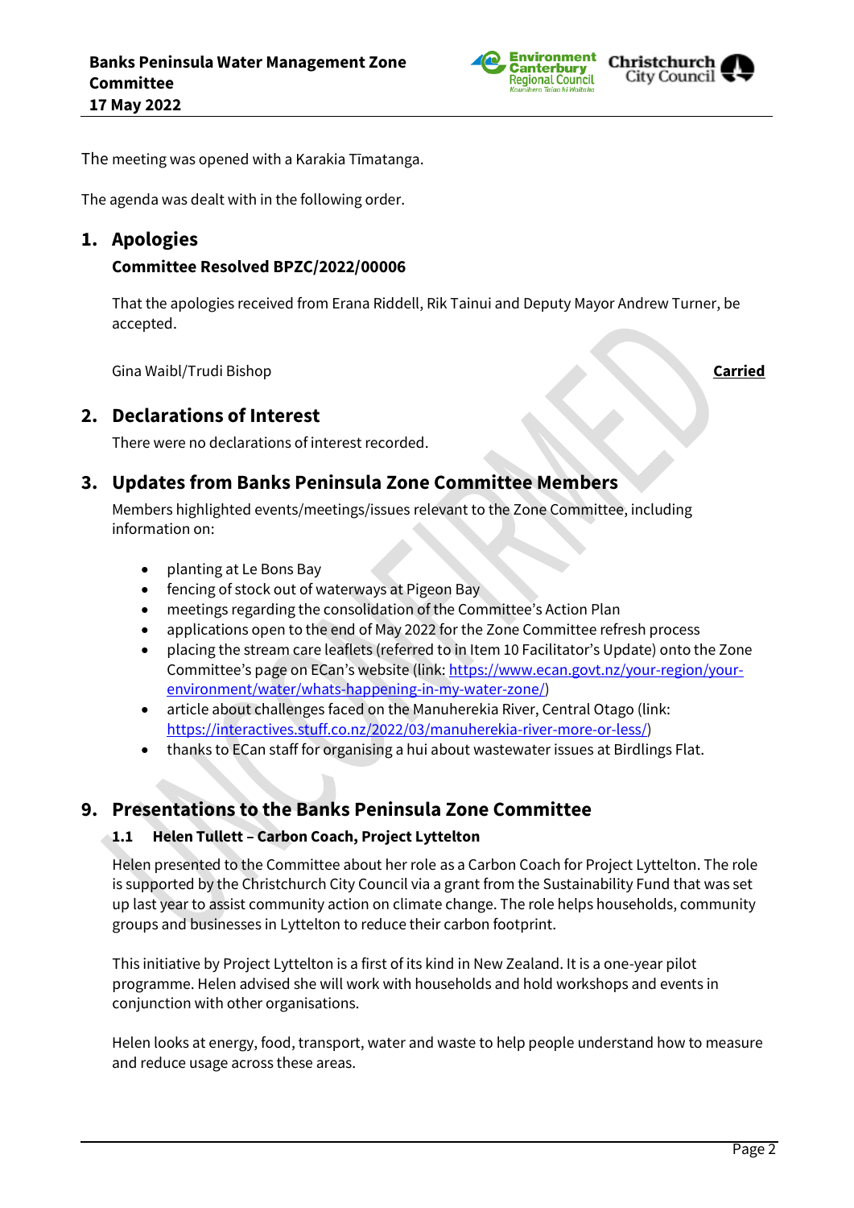The meeting was opened with a Karakia Tīmatanga.

The agenda was dealt with in the following order.

## 1. Apologies

### Committee Resolved BPZC/2022/00006

That the apologies received from Erana Riddell, Rik Tainui and Deputy Mayor Andrew Turner, be accepted.

Gina Waibl/Trudi Bishop **Carried**

## 2. Declarations of Interest

There were no declarations of interest recorded.

## 3. Updates from Banks Peninsula Zone Committee Members

Members highlighted events/meetings/issues relevant to the Zone Committee, including information on:

- planting at Le Bons Bay
- fencing of stock out of waterways at Pigeon Bay
- meetings regarding the consolidation of the Committee's Action Plan
- applications open to the end of May 2022 for the Zone Committee refresh process
- placing the stream care leaflets (referred to in Item 10 Facilitator's Update) onto the Zone Committee's page on ECan's website (link: https://www.ecan.govt.nz/your-region/your-environment/water/whats-happening-in-my-water-zone/)
- article about challenges faced on the Manuherekia River, Central Otago (link: https://interactives.stuff.co.nz/2022/03/manuherekia-river-more-or-less/)
- thanks to ECan staff for organising a hui about wastewater issues at Birdlings Flat.

## 9. Presentations to the Banks Peninsula Zone Committee

### 1.1 Helen Tullett – Carbon Coach, Project Lyttelton

Helen presented to the Committee about her role as a Carbon Coach for Project Lyttelton. The role is supported by the Christchurch City Council via a grant from the Sustainability Fund that was set up last year to assist community action on climate change. The role helps households, community groups and businesses in Lyttelton to reduce their carbon footprint.

This initiative by Project Lyttelton is a first of its kind in New Zealand. It is a one-year pilot programme. Helen advised she will work with households and hold workshops and events in conjunction with other organisations.

Helen looks at energy, food, transport, water and waste to help people understand how to measure and reduce usage across these areas.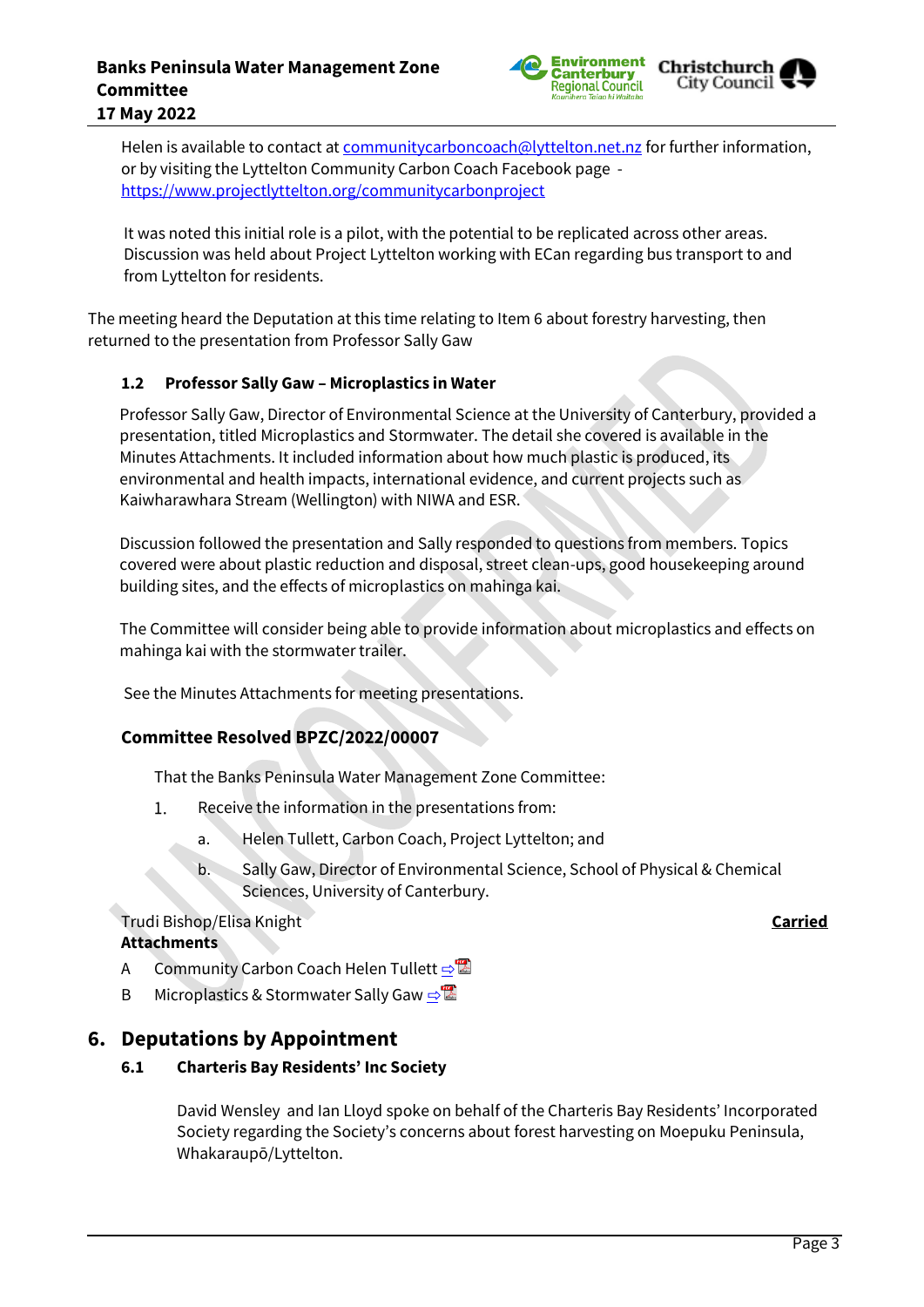Helen is available to contact at communitycarboncoach@lyttelton.net.nz for further information, or by visiting the Lyttelton Community Carbon Coach Facebook page - https://www.projectlyttelton.org/communitycarbonproject

It was noted this initial role is a pilot, with the potential to be replicated across other areas. Discussion was held about Project Lyttelton working with ECan regarding bus transport to and from Lyttelton for residents.

The meeting heard the Deputation at this time relating to Item 6 about forestry harvesting, then returned to the presentation from Professor Sally Gaw

### 1.2 Professor Sally Gaw – Microplastics in Water

Professor Sally Gaw, Director of Environmental Science at the University of Canterbury, provided a presentation, titled Microplastics and Stormwater. The detail she covered is available in the Minutes Attachments. It included information about how much plastic is produced, its environmental and health impacts, international evidence, and current projects such as Kaiwharawhara Stream (Wellington) with NIWA and ESR.

Discussion followed the presentation and Sally responded to questions from members. Topics covered were about plastic reduction and disposal, street clean-ups, good housekeeping around building sites, and the effects of microplastics on mahinga kai.

The Committee will consider being able to provide information about microplastics and effects on mahinga kai with the stormwater trailer.

See the Minutes Attachments for meeting presentations.

**Committee Resolved BPZC/2022/00007**

That the Banks Peninsula Water Management Zone Committee:

1. Receive the information in the presentations from:
    a. Helen Tullett, Carbon Coach, Project Lyttelton; and
    b. Sally Gaw, Director of Environmental Science, School of Physical & Chemical Sciences, University of Canterbury.

Trudi Bishop/Elisa Knight **Carried**

**Attachments**

A Community Carbon Coach Helen Tullett

B Microplastics & Stormwater Sally Gaw

## 6. Deputations by Appointment

### 6.1 Charteris Bay Residents' Inc Society

David Wensley and Ian Lloyd spoke on behalf of the Charteris Bay Residents' Incorporated Society regarding the Society's concerns about forest harvesting on Moepuku Peninsula, Whakaraupō/Lyttelton.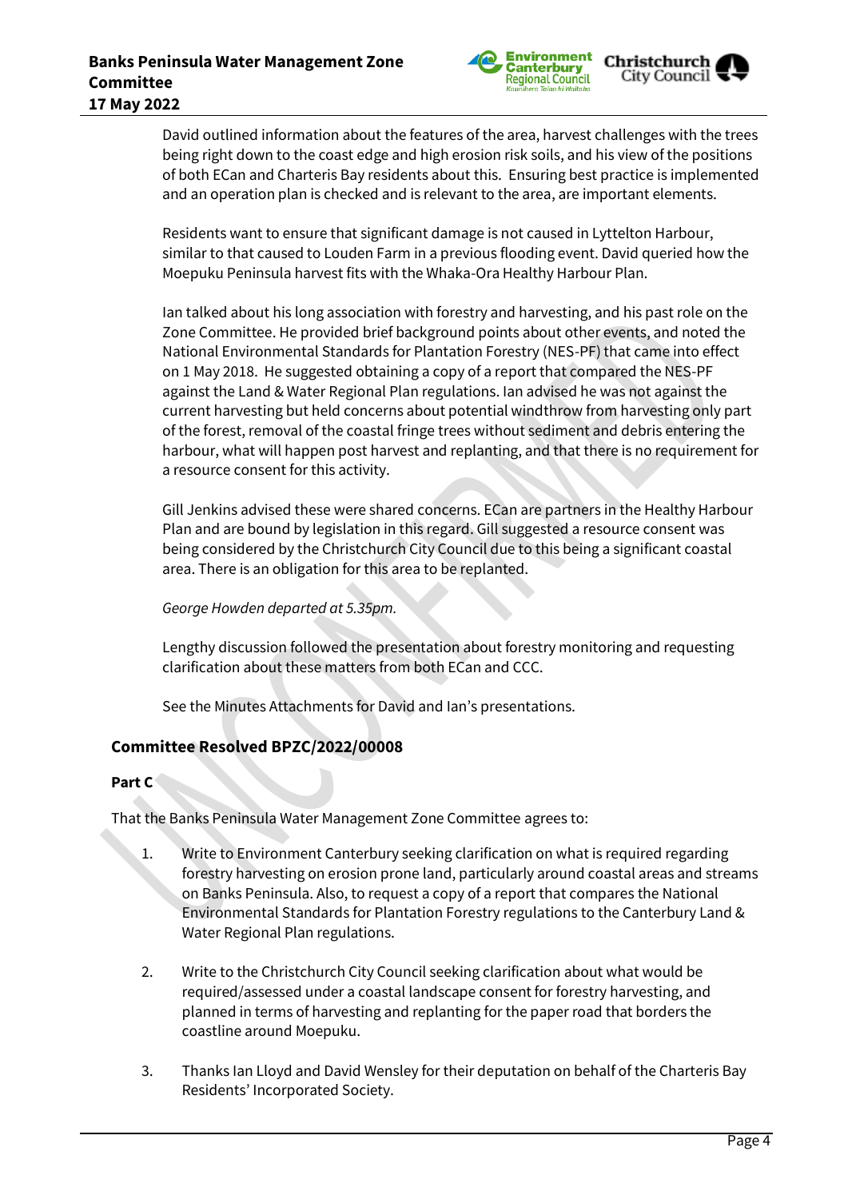David outlined information about the features of the area, harvest challenges with the trees being right down to the coast edge and high erosion risk soils, and his view of the positions of both ECan and Charteris Bay residents about this. Ensuring best practice is implemented and an operation plan is checked and is relevant to the area, are important elements.

Residents want to ensure that significant damage is not caused in Lyttelton Harbour, similar to that caused to Louden Farm in a previous flooding event. David queried how the Moepuku Peninsula harvest fits with the Whaka-Ora Healthy Harbour Plan.

Ian talked about his long association with forestry and harvesting, and his past role on the Zone Committee. He provided brief background points about other events, and noted the National Environmental Standards for Plantation Forestry (NES-PF) that came into effect on 1 May 2018. He suggested obtaining a copy of a report that compared the NES-PF against the Land & Water Regional Plan regulations. Ian advised he was not against the current harvesting but held concerns about potential windthrow from harvesting only part of the forest, removal of the coastal fringe trees without sediment and debris entering the harbour, what will happen post harvest and replanting, and that there is no requirement for a resource consent for this activity.

Gill Jenkins advised these were shared concerns. ECan are partners in the Healthy Harbour Plan and are bound by legislation in this regard. Gill suggested a resource consent was being considered by the Christchurch City Council due to this being a significant coastal area. There is an obligation for this area to be replanted.

*George Howden departed at 5.35pm.*

Lengthy discussion followed the presentation about forestry monitoring and requesting clarification about these matters from both ECan and CCC.

See the Minutes Attachments for David and Ian's presentations.

## Committee Resolved BPZC/2022/00008

**Part C**

That the Banks Peninsula Water Management Zone Committee agrees to:

1. Write to Environment Canterbury seeking clarification on what is required regarding forestry harvesting on erosion prone land, particularly around coastal areas and streams on Banks Peninsula. Also, to request a copy of a report that compares the National Environmental Standards for Plantation Forestry regulations to the Canterbury Land & Water Regional Plan regulations.

2. Write to the Christchurch City Council seeking clarification about what would be required/assessed under a coastal landscape consent for forestry harvesting, and planned in terms of harvesting and replanting for the paper road that borders the coastline around Moepuku.

3. Thanks Ian Lloyd and David Wensley for their deputation on behalf of the Charteris Bay Residents' Incorporated Society.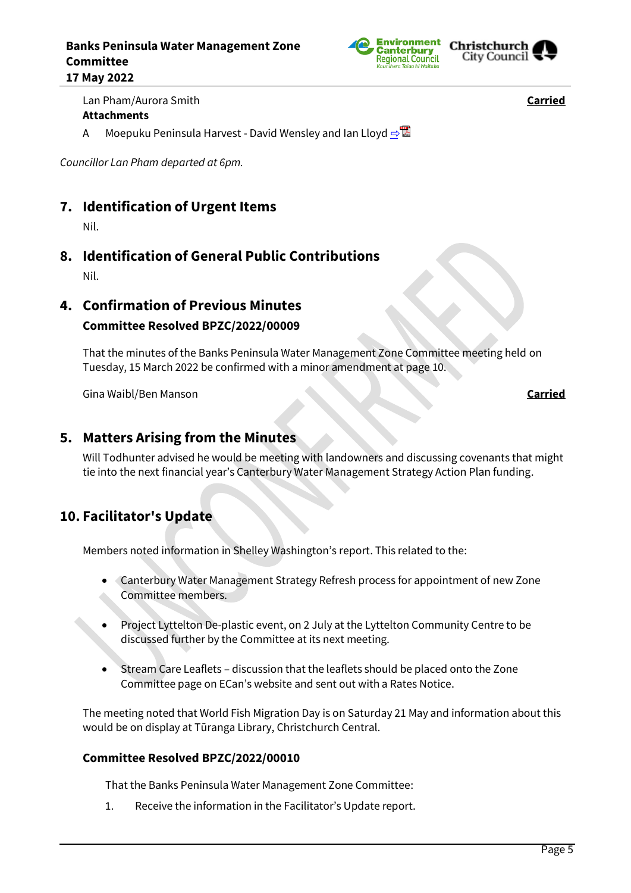Lan Pham/Aurora Smith **Carried**

**Attachments**

A Moepuku Peninsula Harvest - David Wensley and Ian Lloyd

*Councillor Lan Pham departed at 6pm.*

## 7. Identification of Urgent Items

Nil.

## 8. Identification of General Public Contributions

Nil.

## 4. Confirmation of Previous Minutes

**Committee Resolved BPZC/2022/00009**

That the minutes of the Banks Peninsula Water Management Zone Committee meeting held on Tuesday, 15 March 2022 be confirmed with a minor amendment at page 10.

Gina Waibl/Ben Manson **Carried**

## 5. Matters Arising from the Minutes

Will Todhunter advised he would be meeting with landowners and discussing covenants that might tie into the next financial year's Canterbury Water Management Strategy Action Plan funding.

## 10. Facilitator's Update

Members noted information in Shelley Washington's report. This related to the:

- Canterbury Water Management Strategy Refresh process for appointment of new Zone Committee members.
- Project Lyttelton De-plastic event, on 2 July at the Lyttelton Community Centre to be discussed further by the Committee at its next meeting.
- Stream Care Leaflets – discussion that the leaflets should be placed onto the Zone Committee page on ECan's website and sent out with a Rates Notice.

The meeting noted that World Fish Migration Day is on Saturday 21 May and information about this would be on display at Tūranga Library, Christchurch Central.

**Committee Resolved BPZC/2022/00010**

That the Banks Peninsula Water Management Zone Committee:

1. Receive the information in the Facilitator's Update report.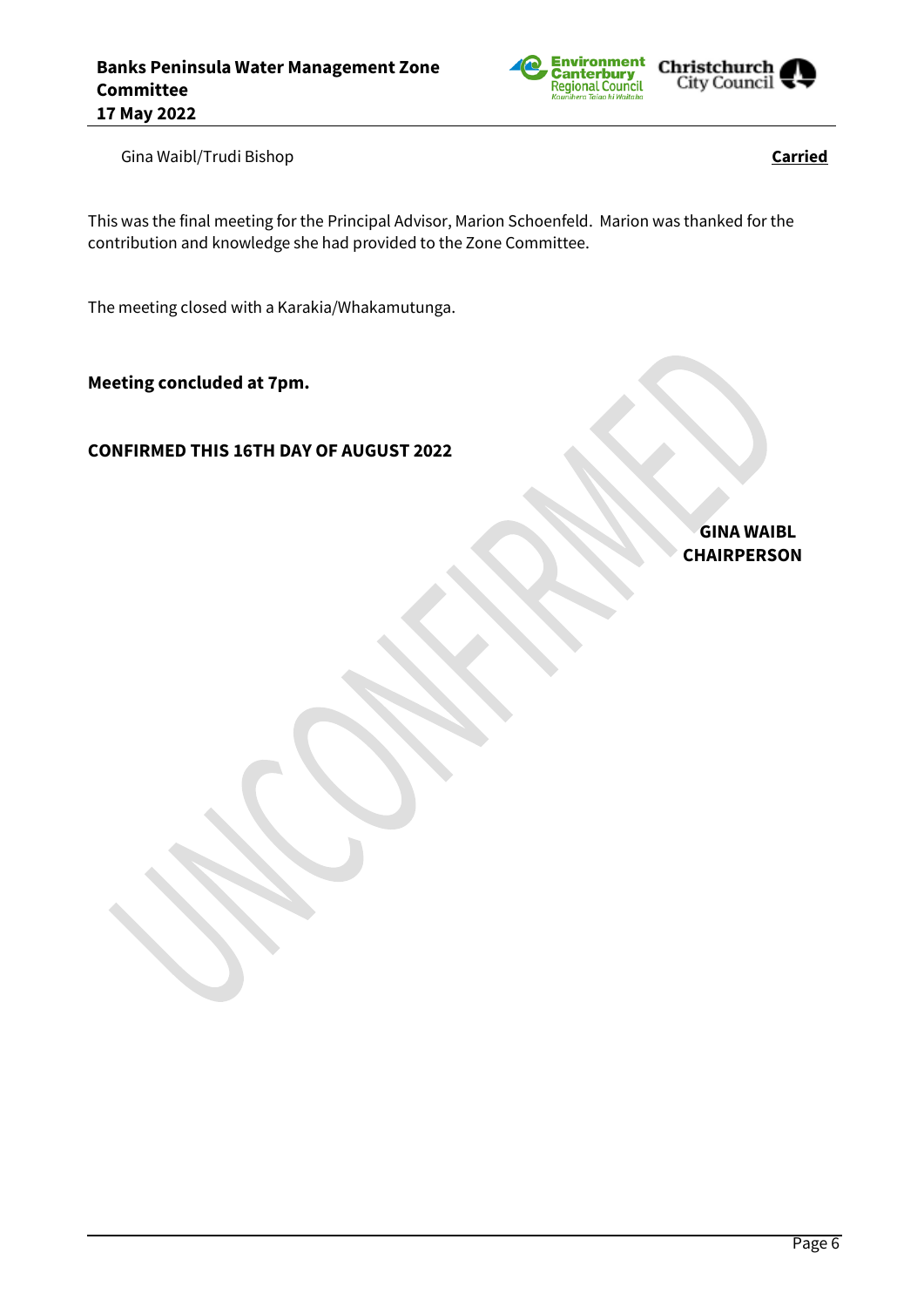Gina Waibl/Trudi Bishop **Carried**

This was the final meeting for the Principal Advisor, Marion Schoenfeld. Marion was thanked for the contribution and knowledge she had provided to the Zone Committee.

The meeting closed with a Karakia/Whakamutunga.

**Meeting concluded at 7pm.**

**CONFIRMED THIS 16TH DAY OF AUGUST 2022**

**GINA WAIBL**
**CHAIRPERSON**

UNCONFIRMED